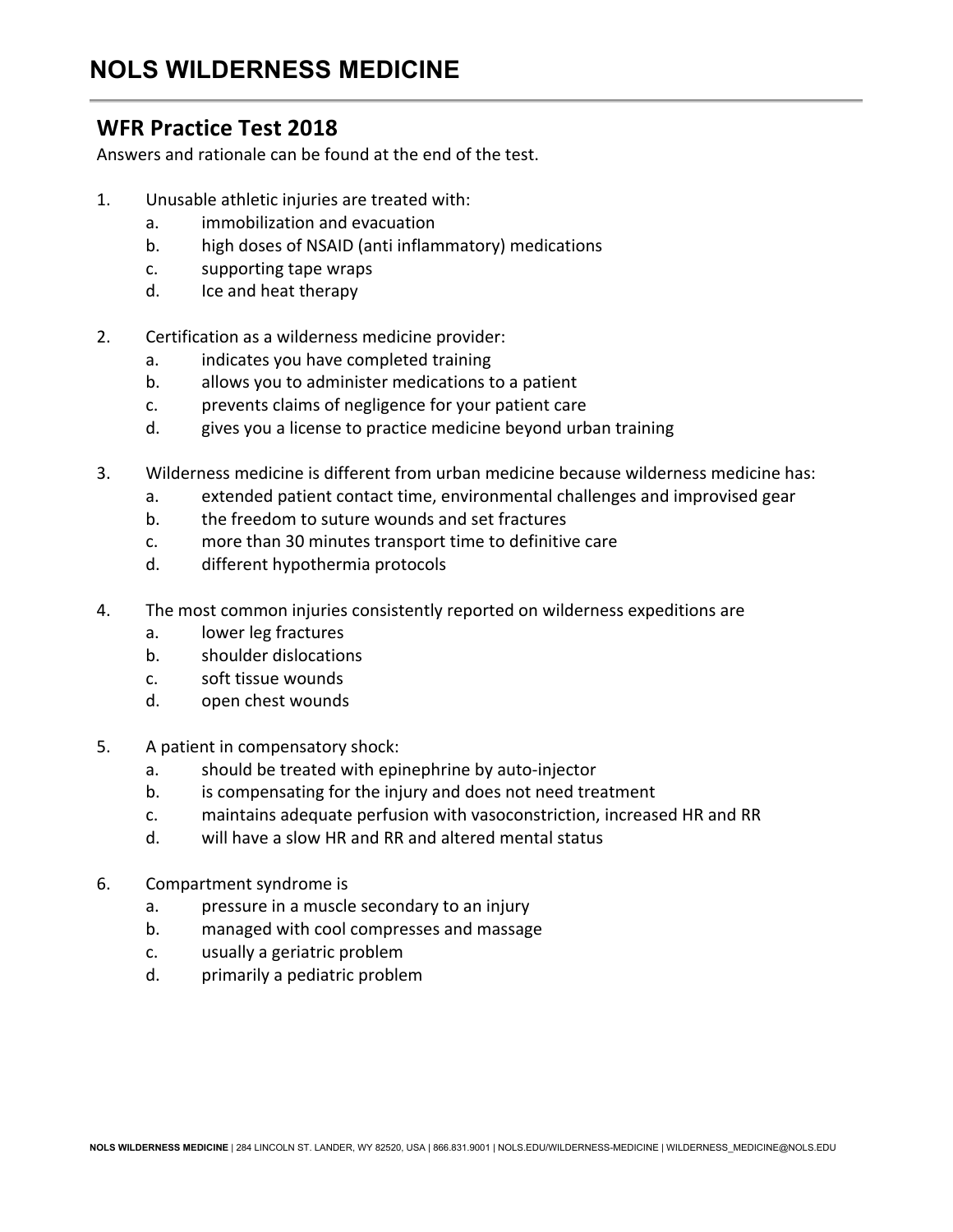# NOLS WILDERNESS MEDICINE

## WFR Practice Test 2018

Answers and rationale can be found at the end of the test.

1. Unusable athletic injuries are treated with:
   a. immobilization and evacuation
   b. high doses of NSAID (anti inflammatory) medications
   c. supporting tape wraps
   d. Ice and heat therapy

2. Certification as a wilderness medicine provider:
   a. indicates you have completed training
   b. allows you to administer medications to a patient
   c. prevents claims of negligence for your patient care
   d. gives you a license to practice medicine beyond urban training

3. Wilderness medicine is different from urban medicine because wilderness medicine has:
   a. extended patient contact time, environmental challenges and improvised gear
   b. the freedom to suture wounds and set fractures
   c. more than 30 minutes transport time to definitive care
   d. different hypothermia protocols

4. The most common injuries consistently reported on wilderness expeditions are
   a. lower leg fractures
   b. shoulder dislocations
   c. soft tissue wounds
   d. open chest wounds

5. A patient in compensatory shock:
   a. should be treated with epinephrine by auto-injector
   b. is compensating for the injury and does not need treatment
   c. maintains adequate perfusion with vasoconstriction, increased HR and RR
   d. will have a slow HR and RR and altered mental status

6. Compartment syndrome is
   a. pressure in a muscle secondary to an injury
   b. managed with cool compresses and massage
   c. usually a geriatric problem
   d. primarily a pediatric problem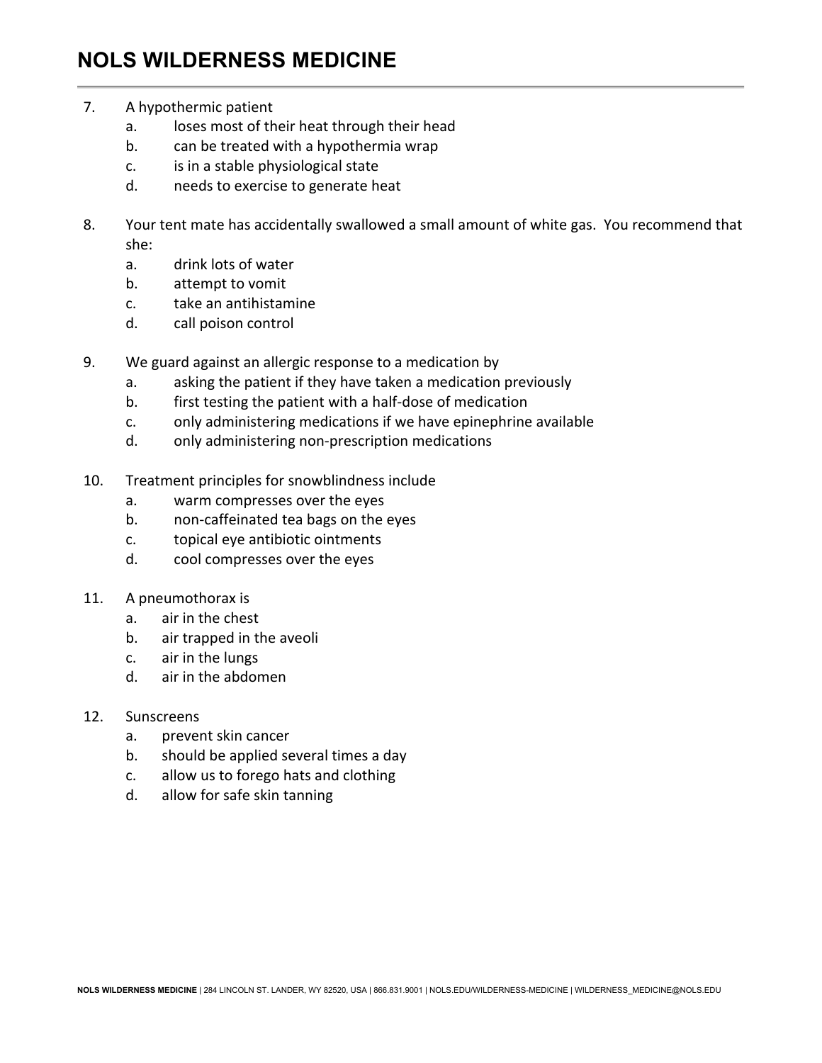7. A hypothermic patient
    a. loses most of their heat through their head
    b. can be treated with a hypothermia wrap
    c. is in a stable physiological state
    d. needs to exercise to generate heat

8. Your tent mate has accidentally swallowed a small amount of white gas. You recommend that she:
    a. drink lots of water
    b. attempt to vomit
    c. take an antihistamine
    d. call poison control

9. We guard against an allergic response to a medication by
    a. asking the patient if they have taken a medication previously
    b. first testing the patient with a half-dose of medication
    c. only administering medications if we have epinephrine available
    d. only administering non-prescription medications

10. Treatment principles for snowblindness include
    a. warm compresses over the eyes
    b. non-caffeinated tea bags on the eyes
    c. topical eye antibiotic ointments
    d. cool compresses over the eyes

11. A pneumothorax is
    a. air in the chest
    b. air trapped in the aveoli
    c. air in the lungs
    d. air in the abdomen

12. Sunscreens
    a. prevent skin cancer
    b. should be applied several times a day
    c. allow us to forego hats and clothing
    d. allow for safe skin tanning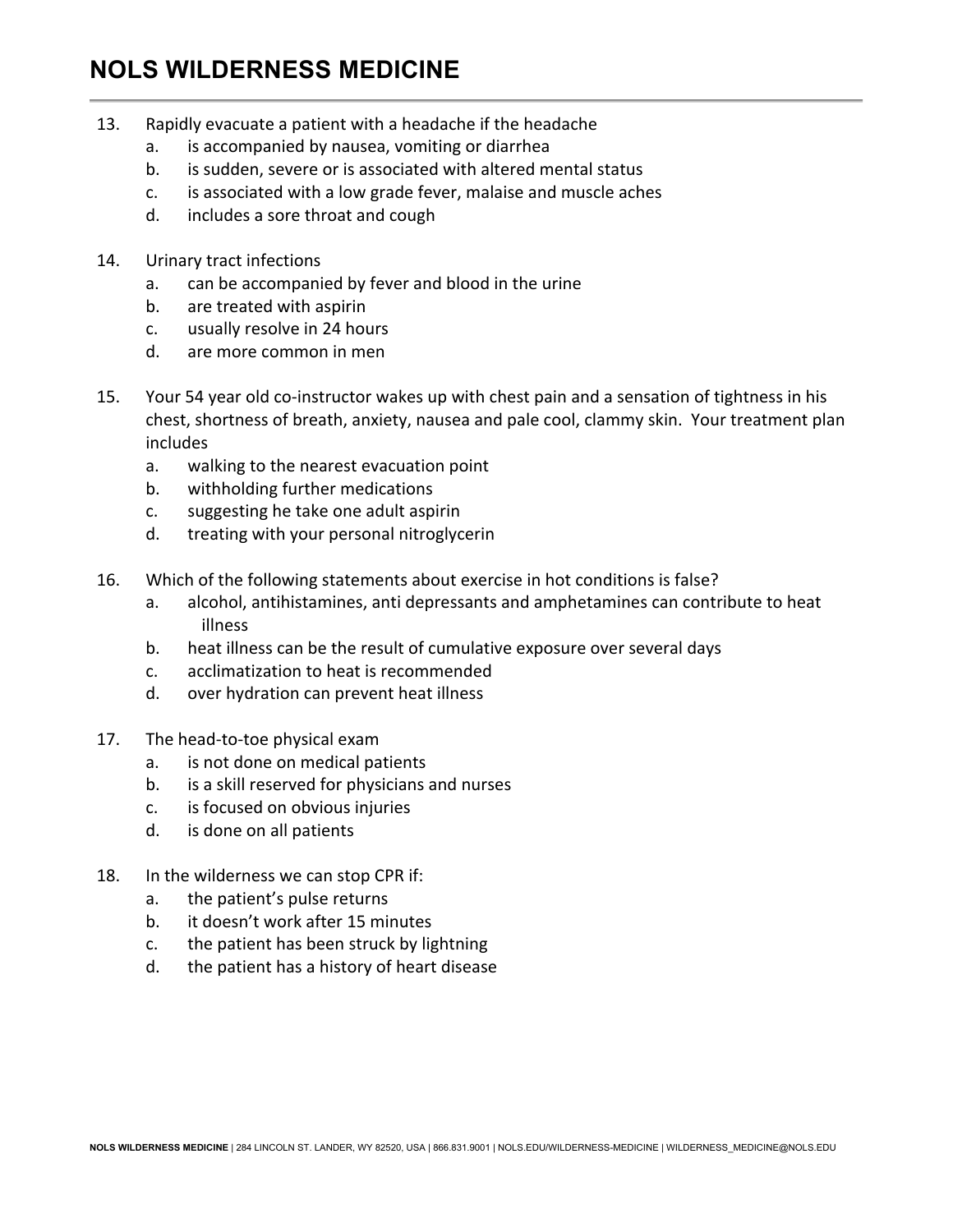13. Rapidly evacuate a patient with a headache if the headache
    a. is accompanied by nausea, vomiting or diarrhea
    b. is sudden, severe or is associated with altered mental status
    c. is associated with a low grade fever, malaise and muscle aches
    d. includes a sore throat and cough

14. Urinary tract infections
    a. can be accompanied by fever and blood in the urine
    b. are treated with aspirin
    c. usually resolve in 24 hours
    d. are more common in men

15. Your 54 year old co-instructor wakes up with chest pain and a sensation of tightness in his chest, shortness of breath, anxiety, nausea and pale cool, clammy skin. Your treatment plan includes
    a. walking to the nearest evacuation point
    b. withholding further medications
    c. suggesting he take one adult aspirin
    d. treating with your personal nitroglycerin

16. Which of the following statements about exercise in hot conditions is false?
    a. alcohol, antihistamines, anti depressants and amphetamines can contribute to heat illness
    b. heat illness can be the result of cumulative exposure over several days
    c. acclimatization to heat is recommended
    d. over hydration can prevent heat illness

17. The head-to-toe physical exam
    a. is not done on medical patients
    b. is a skill reserved for physicians and nurses
    c. is focused on obvious injuries
    d. is done on all patients

18. In the wilderness we can stop CPR if:
    a. the patient's pulse returns
    b. it doesn't work after 15 minutes
    c. the patient has been struck by lightning
    d. the patient has a history of heart disease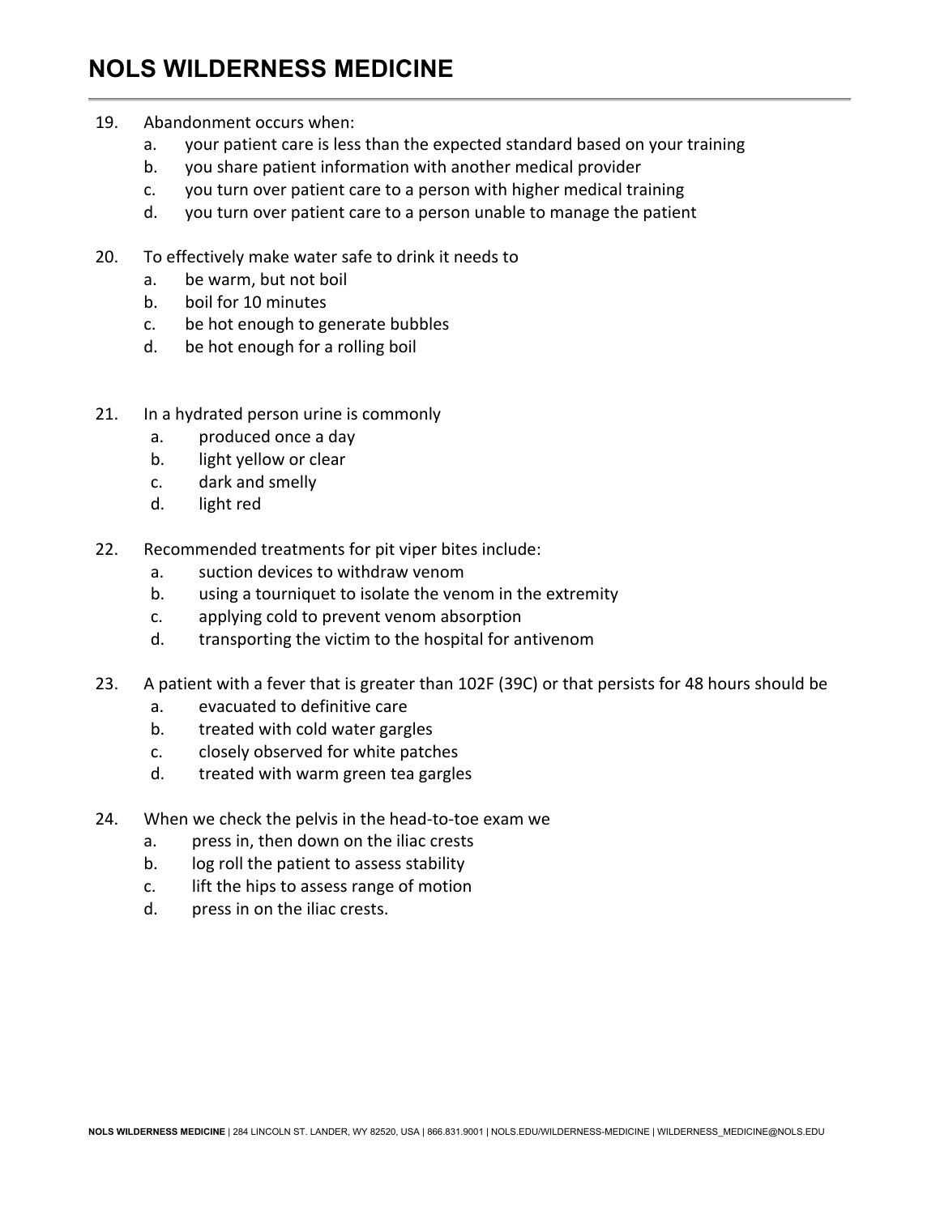19. Abandonment occurs when:
    a. your patient care is less than the expected standard based on your training
    b. you share patient information with another medical provider
    c. you turn over patient care to a person with higher medical training
    d. you turn over patient care to a person unable to manage the patient

20. To effectively make water safe to drink it needs to
    a. be warm, but not boil
    b. boil for 10 minutes
    c. be hot enough to generate bubbles
    d. be hot enough for a rolling boil

21. In a hydrated person urine is commonly
    a. produced once a day
    b. light yellow or clear
    c. dark and smelly
    d. light red

22. Recommended treatments for pit viper bites include:
    a. suction devices to withdraw venom
    b. using a tourniquet to isolate the venom in the extremity
    c. applying cold to prevent venom absorption
    d. transporting the victim to the hospital for antivenom

23. A patient with a fever that is greater than 102F (39C) or that persists for 48 hours should be
    a. evacuated to definitive care
    b. treated with cold water gargles
    c. closely observed for white patches
    d. treated with warm green tea gargles

24. When we check the pelvis in the head-to-toe exam we
    a. press in, then down on the iliac crests
    b. log roll the patient to assess stability
    c. lift the hips to assess range of motion
    d. press in on the iliac crests.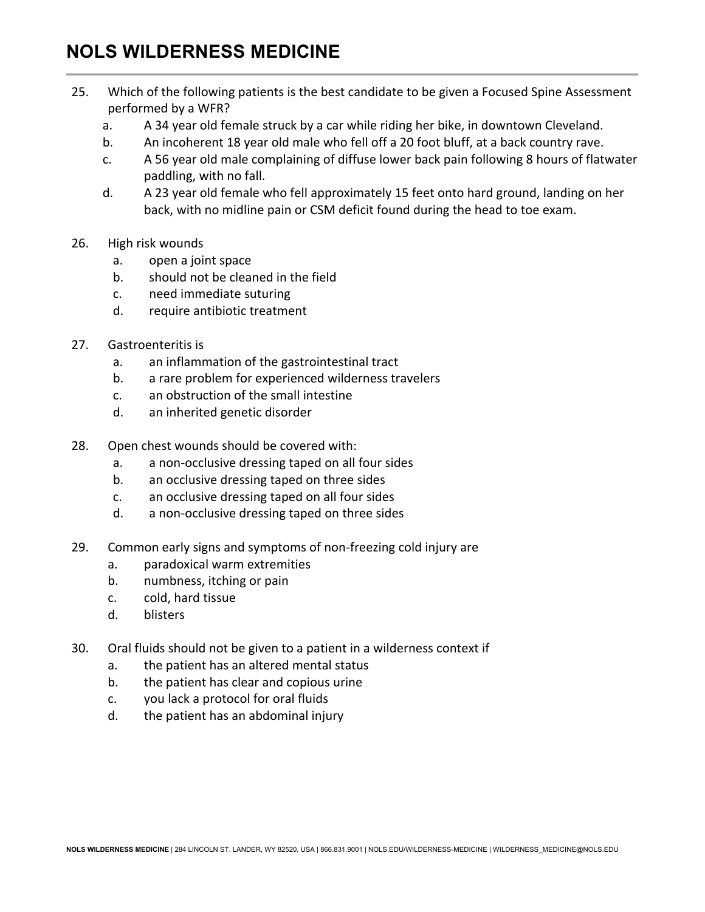25. Which of the following patients is the best candidate to be given a Focused Spine Assessment performed by a WFR?
    a. A 34 year old female struck by a car while riding her bike, in downtown Cleveland.
    b. An incoherent 18 year old male who fell off a 20 foot bluff, at a back country rave.
    c. A 56 year old male complaining of diffuse lower back pain following 8 hours of flatwater paddling, with no fall.
    d. A 23 year old female who fell approximately 15 feet onto hard ground, landing on her back, with no midline pain or CSM deficit found during the head to toe exam.

26. High risk wounds
    a. open a joint space
    b. should not be cleaned in the field
    c. need immediate suturing
    d. require antibiotic treatment

27. Gastroenteritis is
    a. an inflammation of the gastrointestinal tract
    b. a rare problem for experienced wilderness travelers
    c. an obstruction of the small intestine
    d. an inherited genetic disorder

28. Open chest wounds should be covered with:
    a. a non-occlusive dressing taped on all four sides
    b. an occlusive dressing taped on three sides
    c. an occlusive dressing taped on all four sides
    d. a non-occlusive dressing taped on three sides

29. Common early signs and symptoms of non-freezing cold injury are
    a. paradoxical warm extremities
    b. numbness, itching or pain
    c. cold, hard tissue
    d. blisters

30. Oral fluids should not be given to a patient in a wilderness context if
    a. the patient has an altered mental status
    b. the patient has clear and copious urine
    c. you lack a protocol for oral fluids
    d. the patient has an abdominal injury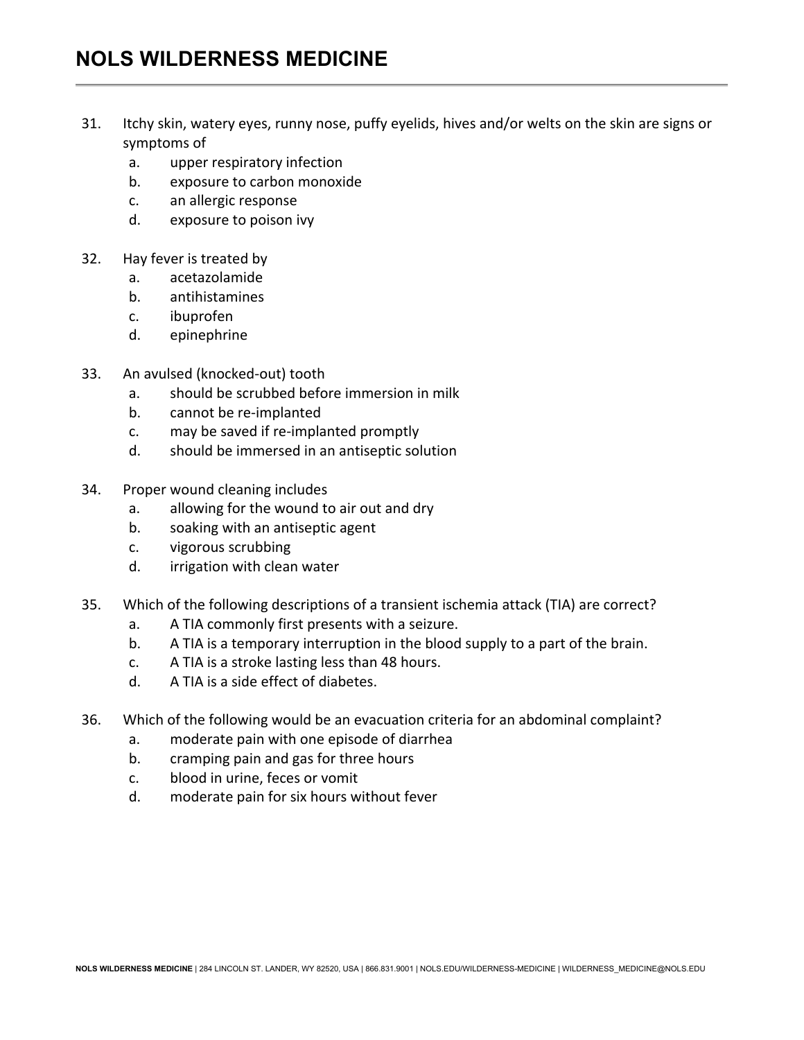31. Itchy skin, watery eyes, runny nose, puffy eyelids, hives and/or welts on the skin are signs or symptoms of
    a. upper respiratory infection
    b. exposure to carbon monoxide
    c. an allergic response
    d. exposure to poison ivy

32. Hay fever is treated by
    a. acetazolamide
    b. antihistamines
    c. ibuprofen
    d. epinephrine

33. An avulsed (knocked-out) tooth
    a. should be scrubbed before immersion in milk
    b. cannot be re-implanted
    c. may be saved if re-implanted promptly
    d. should be immersed in an antiseptic solution

34. Proper wound cleaning includes
    a. allowing for the wound to air out and dry
    b. soaking with an antiseptic agent
    c. vigorous scrubbing
    d. irrigation with clean water

35. Which of the following descriptions of a transient ischemia attack (TIA) are correct?
    a. A TIA commonly first presents with a seizure.
    b. A TIA is a temporary interruption in the blood supply to a part of the brain.
    c. A TIA is a stroke lasting less than 48 hours.
    d. A TIA is a side effect of diabetes.

36. Which of the following would be an evacuation criteria for an abdominal complaint?
    a. moderate pain with one episode of diarrhea
    b. cramping pain and gas for three hours
    c. blood in urine, feces or vomit
    d. moderate pain for six hours without fever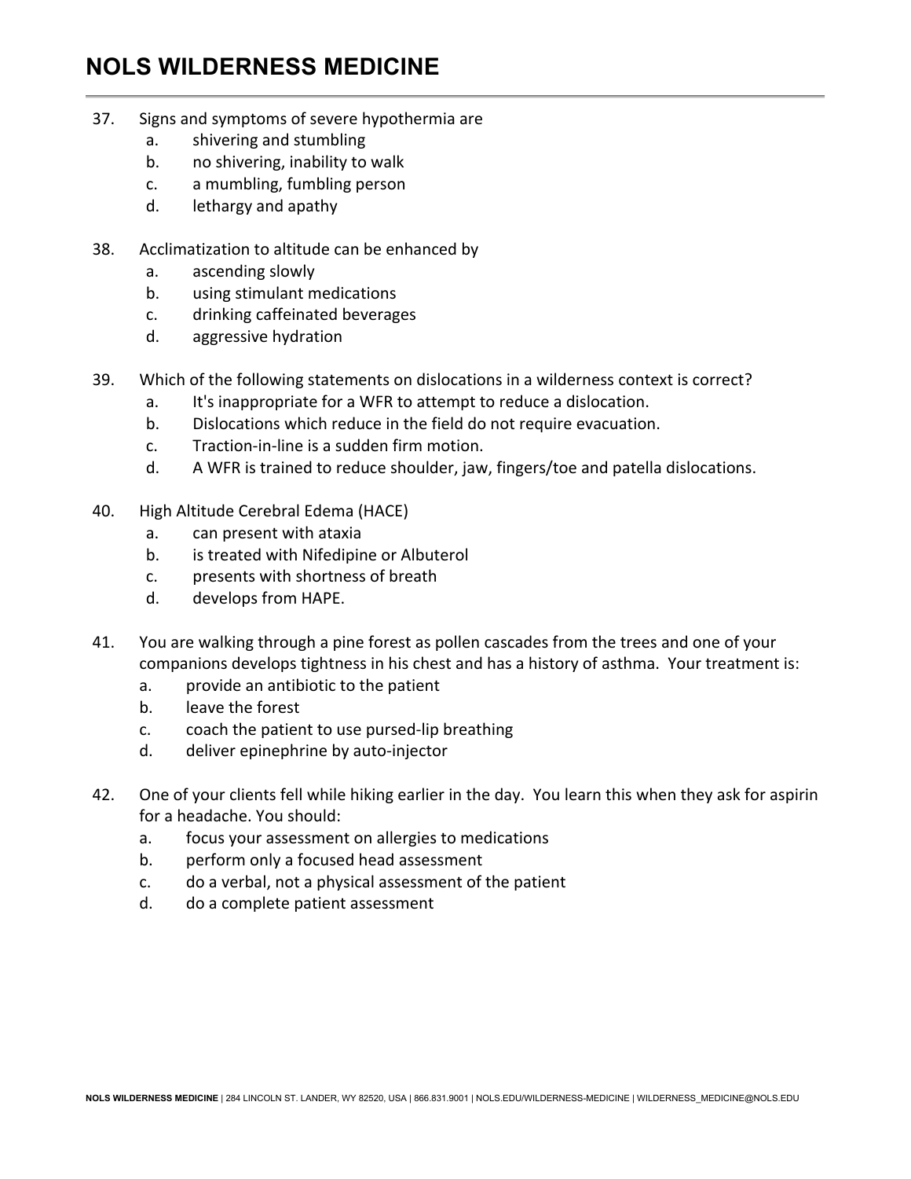37. Signs and symptoms of severe hypothermia are
    a. shivering and stumbling
    b. no shivering, inability to walk
    c. a mumbling, fumbling person
    d. lethargy and apathy

38. Acclimatization to altitude can be enhanced by
    a. ascending slowly
    b. using stimulant medications
    c. drinking caffeinated beverages
    d. aggressive hydration

39. Which of the following statements on dislocations in a wilderness context is correct?
    a. It's inappropriate for a WFR to attempt to reduce a dislocation.
    b. Dislocations which reduce in the field do not require evacuation.
    c. Traction-in-line is a sudden firm motion.
    d. A WFR is trained to reduce shoulder, jaw, fingers/toe and patella dislocations.

40. High Altitude Cerebral Edema (HACE)
    a. can present with ataxia
    b. is treated with Nifedipine or Albuterol
    c. presents with shortness of breath
    d. develops from HAPE.

41. You are walking through a pine forest as pollen cascades from the trees and one of your companions develops tightness in his chest and has a history of asthma. Your treatment is:
    a. provide an antibiotic to the patient
    b. leave the forest
    c. coach the patient to use pursed-lip breathing
    d. deliver epinephrine by auto-injector

42. One of your clients fell while hiking earlier in the day. You learn this when they ask for aspirin for a headache. You should:
    a. focus your assessment on allergies to medications
    b. perform only a focused head assessment
    c. do a verbal, not a physical assessment of the patient
    d. do a complete patient assessment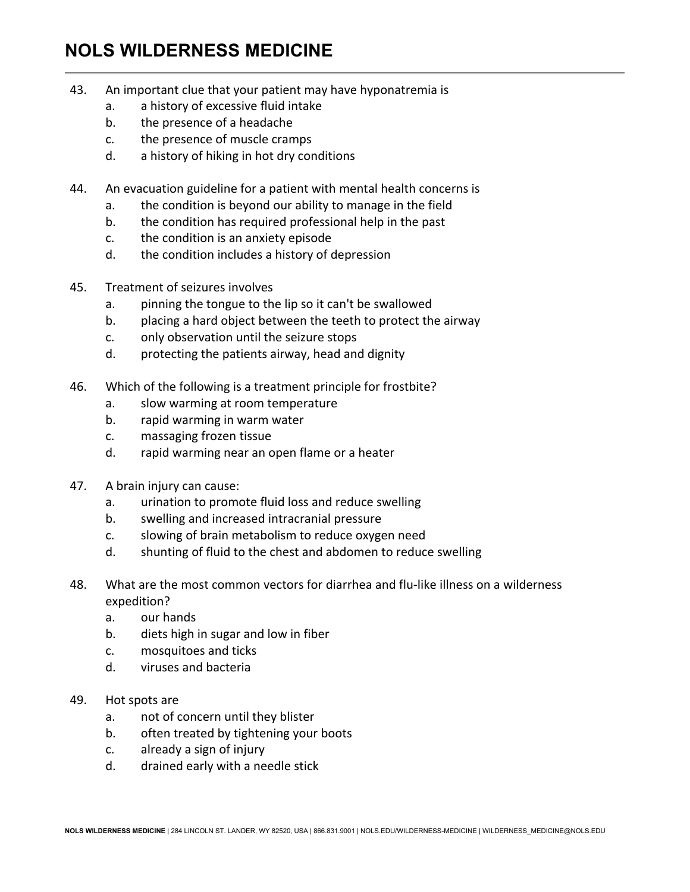43. An important clue that your patient may have hyponatremia is
    a. a history of excessive fluid intake
    b. the presence of a headache
    c. the presence of muscle cramps
    d. a history of hiking in hot dry conditions

44. An evacuation guideline for a patient with mental health concerns is
    a. the condition is beyond our ability to manage in the field
    b. the condition has required professional help in the past
    c. the condition is an anxiety episode
    d. the condition includes a history of depression

45. Treatment of seizures involves
    a. pinning the tongue to the lip so it can't be swallowed
    b. placing a hard object between the teeth to protect the airway
    c. only observation until the seizure stops
    d. protecting the patients airway, head and dignity

46. Which of the following is a treatment principle for frostbite?
    a. slow warming at room temperature
    b. rapid warming in warm water
    c. massaging frozen tissue
    d. rapid warming near an open flame or a heater

47. A brain injury can cause:
    a. urination to promote fluid loss and reduce swelling
    b. swelling and increased intracranial pressure
    c. slowing of brain metabolism to reduce oxygen need
    d. shunting of fluid to the chest and abdomen to reduce swelling

48. What are the most common vectors for diarrhea and flu-like illness on a wilderness expedition?
    a. our hands
    b. diets high in sugar and low in fiber
    c. mosquitoes and ticks
    d. viruses and bacteria

49. Hot spots are
    a. not of concern until they blister
    b. often treated by tightening your boots
    c. already a sign of injury
    d. drained early with a needle stick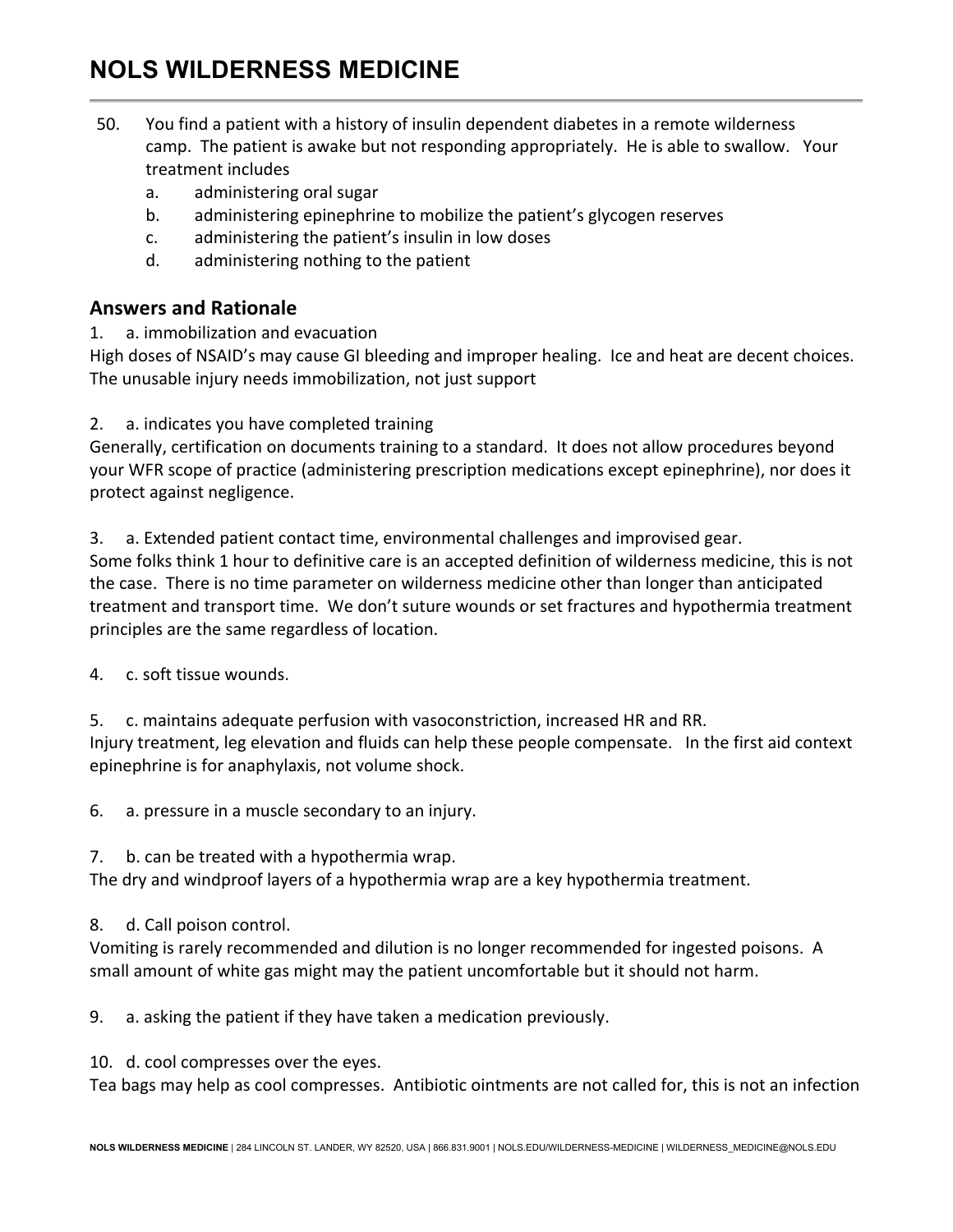50. You find a patient with a history of insulin dependent diabetes in a remote wilderness camp. The patient is awake but not responding appropriately. He is able to swallow. Your treatment includes
    a. administering oral sugar
    b. administering epinephrine to mobilize the patient's glycogen reserves
    c. administering the patient's insulin in low doses
    d. administering nothing to the patient

## Answers and Rationale

1. a. immobilization and evacuation

High doses of NSAID's may cause GI bleeding and improper healing. Ice and heat are decent choices. The unusable injury needs immobilization, not just support

2. a. indicates you have completed training

Generally, certification on documents training to a standard. It does not allow procedures beyond your WFR scope of practice (administering prescription medications except epinephrine), nor does it protect against negligence.

3. a. Extended patient contact time, environmental challenges and improvised gear.

Some folks think 1 hour to definitive care is an accepted definition of wilderness medicine, this is not the case. There is no time parameter on wilderness medicine other than longer than anticipated treatment and transport time. We don't suture wounds or set fractures and hypothermia treatment principles are the same regardless of location.

4. c. soft tissue wounds.

5. c. maintains adequate perfusion with vasoconstriction, increased HR and RR.

Injury treatment, leg elevation and fluids can help these people compensate. In the first aid context epinephrine is for anaphylaxis, not volume shock.

6. a. pressure in a muscle secondary to an injury.

7. b. can be treated with a hypothermia wrap.

The dry and windproof layers of a hypothermia wrap are a key hypothermia treatment.

8. d. Call poison control.

Vomiting is rarely recommended and dilution is no longer recommended for ingested poisons. A small amount of white gas might may the patient uncomfortable but it should not harm.

9. a. asking the patient if they have taken a medication previously.

10. d. cool compresses over the eyes.

Tea bags may help as cool compresses. Antibiotic ointments are not called for, this is not an infection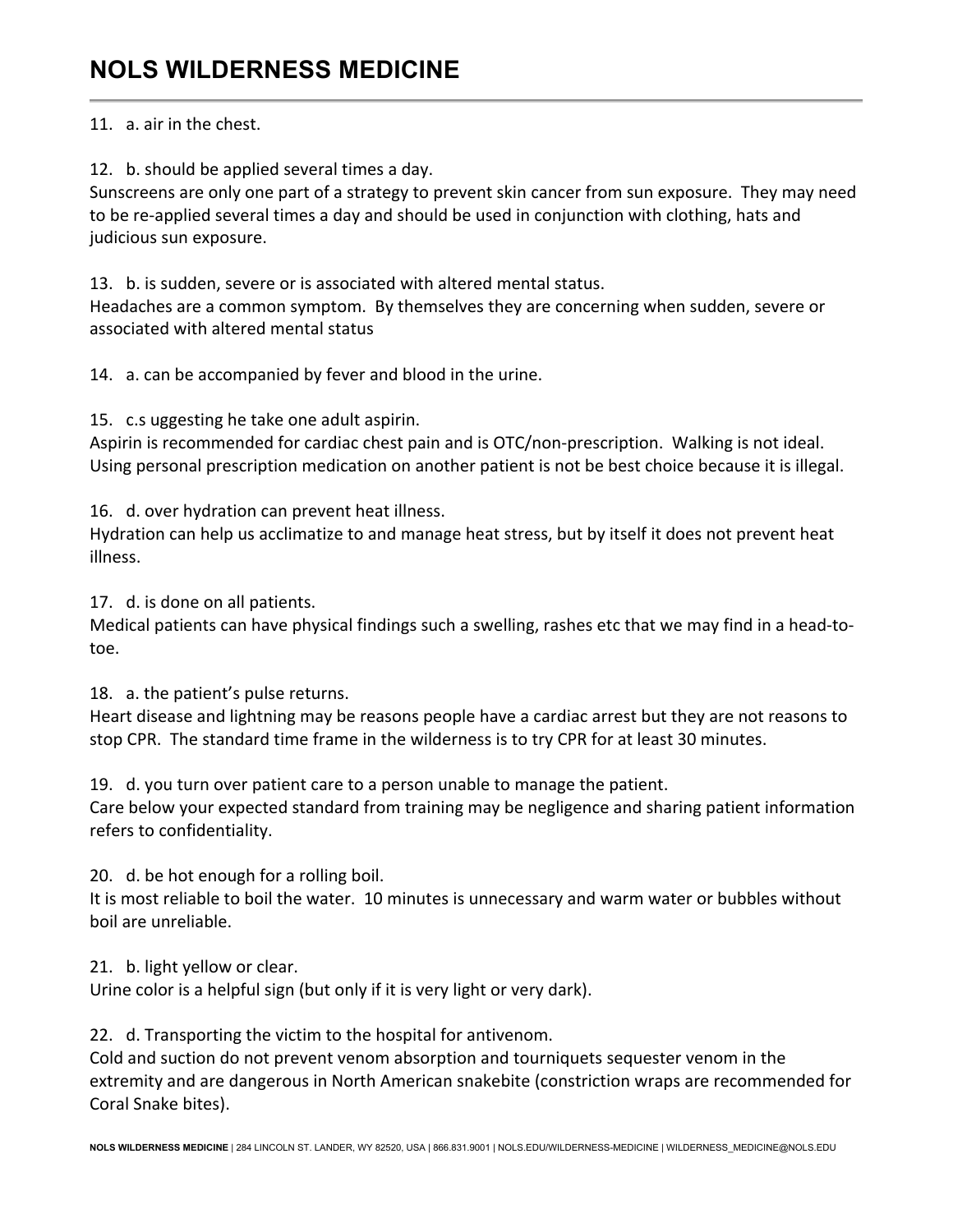11. a. air in the chest.

12. b. should be applied several times a day.
Sunscreens are only one part of a strategy to prevent skin cancer from sun exposure. They may need to be re-applied several times a day and should be used in conjunction with clothing, hats and judicious sun exposure.

13. b. is sudden, severe or is associated with altered mental status.
Headaches are a common symptom. By themselves they are concerning when sudden, severe or associated with altered mental status

14. a. can be accompanied by fever and blood in the urine.

15. c.s uggesting he take one adult aspirin.
Aspirin is recommended for cardiac chest pain and is OTC/non-prescription. Walking is not ideal. Using personal prescription medication on another patient is not be best choice because it is illegal.

16. d. over hydration can prevent heat illness.
Hydration can help us acclimatize to and manage heat stress, but by itself it does not prevent heat illness.

17. d. is done on all patients.
Medical patients can have physical findings such a swelling, rashes etc that we may find in a head-to-toe.

18. a. the patient's pulse returns.
Heart disease and lightning may be reasons people have a cardiac arrest but they are not reasons to stop CPR. The standard time frame in the wilderness is to try CPR for at least 30 minutes.

19. d. you turn over patient care to a person unable to manage the patient.
Care below your expected standard from training may be negligence and sharing patient information refers to confidentiality.

20. d. be hot enough for a rolling boil.
It is most reliable to boil the water. 10 minutes is unnecessary and warm water or bubbles without boil are unreliable.

21. b. light yellow or clear.
Urine color is a helpful sign (but only if it is very light or very dark).

22. d. Transporting the victim to the hospital for antivenom.
Cold and suction do not prevent venom absorption and tourniquets sequester venom in the extremity and are dangerous in North American snakebite (constriction wraps are recommended for Coral Snake bites).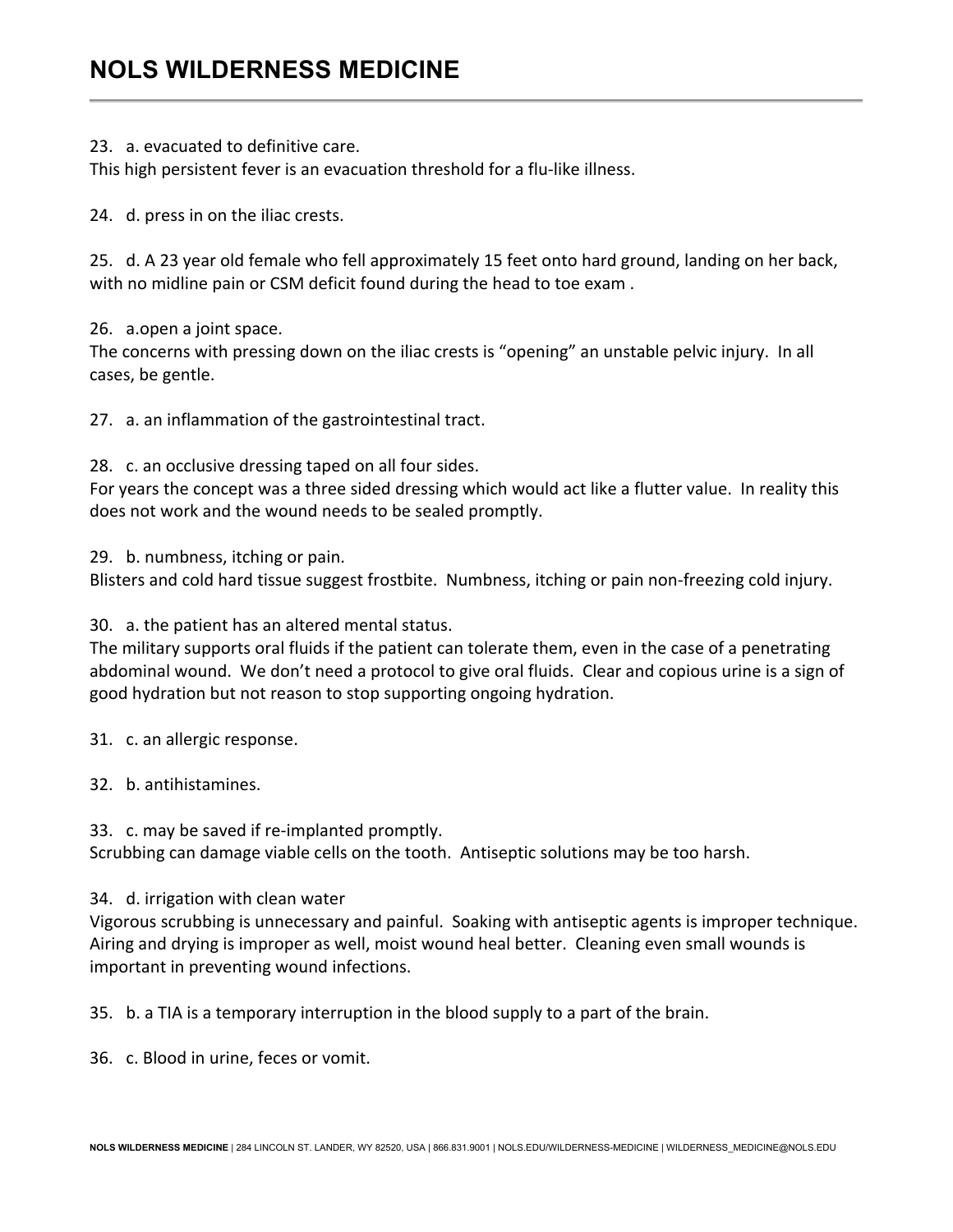23. a. evacuated to definitive care.
This high persistent fever is an evacuation threshold for a flu-like illness.

24. d. press in on the iliac crests.

25. d. A 23 year old female who fell approximately 15 feet onto hard ground, landing on her back, with no midline pain or CSM deficit found during the head to toe exam .

26. a.open a joint space.
The concerns with pressing down on the iliac crests is "opening" an unstable pelvic injury. In all cases, be gentle.

27. a. an inflammation of the gastrointestinal tract.

28. c. an occlusive dressing taped on all four sides.
For years the concept was a three sided dressing which would act like a flutter value. In reality this does not work and the wound needs to be sealed promptly.

29. b. numbness, itching or pain.
Blisters and cold hard tissue suggest frostbite. Numbness, itching or pain non-freezing cold injury.

30. a. the patient has an altered mental status.
The military supports oral fluids if the patient can tolerate them, even in the case of a penetrating abdominal wound. We don't need a protocol to give oral fluids. Clear and copious urine is a sign of good hydration but not reason to stop supporting ongoing hydration.

31. c. an allergic response.

32. b. antihistamines.

33. c. may be saved if re-implanted promptly.
Scrubbing can damage viable cells on the tooth. Antiseptic solutions may be too harsh.

34. d. irrigation with clean water
Vigorous scrubbing is unnecessary and painful. Soaking with antiseptic agents is improper technique. Airing and drying is improper as well, moist wound heal better. Cleaning even small wounds is important in preventing wound infections.

35. b. a TIA is a temporary interruption in the blood supply to a part of the brain.

36. c. Blood in urine, feces or vomit.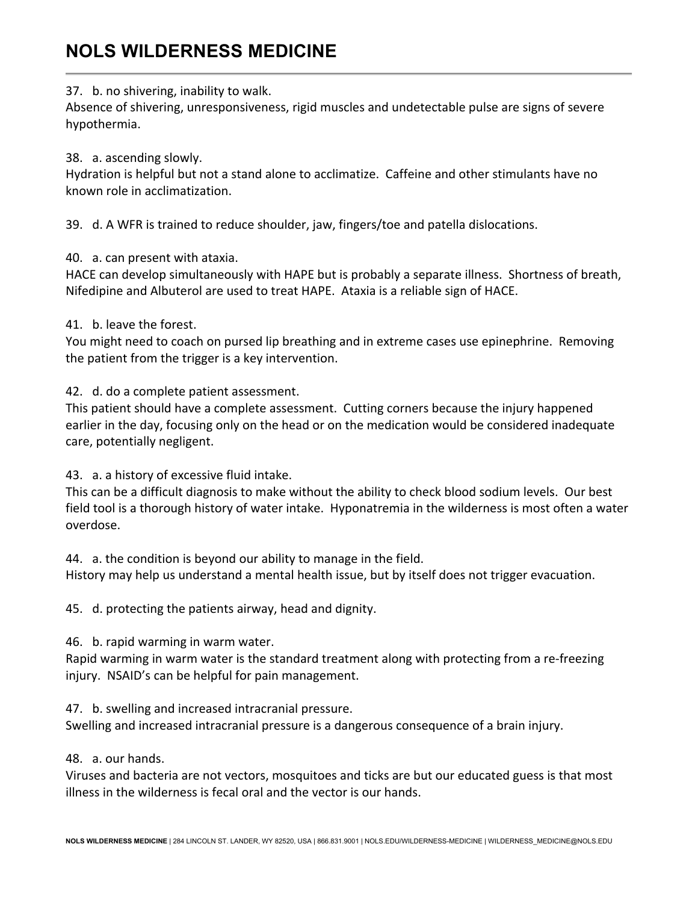37. b. no shivering, inability to walk.
Absence of shivering, unresponsiveness, rigid muscles and undetectable pulse are signs of severe hypothermia.

38. a. ascending slowly.
Hydration is helpful but not a stand alone to acclimatize. Caffeine and other stimulants have no known role in acclimatization.

39. d. A WFR is trained to reduce shoulder, jaw, fingers/toe and patella dislocations.

40. a. can present with ataxia.
HACE can develop simultaneously with HAPE but is probably a separate illness. Shortness of breath, Nifedipine and Albuterol are used to treat HAPE. Ataxia is a reliable sign of HACE.

41. b. leave the forest.
You might need to coach on pursed lip breathing and in extreme cases use epinephrine. Removing the patient from the trigger is a key intervention.

42. d. do a complete patient assessment.
This patient should have a complete assessment. Cutting corners because the injury happened earlier in the day, focusing only on the head or on the medication would be considered inadequate care, potentially negligent.

43. a. a history of excessive fluid intake.
This can be a difficult diagnosis to make without the ability to check blood sodium levels. Our best field tool is a thorough history of water intake. Hyponatremia in the wilderness is most often a water overdose.

44. a. the condition is beyond our ability to manage in the field.
History may help us understand a mental health issue, but by itself does not trigger evacuation.

45. d. protecting the patients airway, head and dignity.

46. b. rapid warming in warm water.
Rapid warming in warm water is the standard treatment along with protecting from a re-freezing injury. NSAID's can be helpful for pain management.

47. b. swelling and increased intracranial pressure.
Swelling and increased intracranial pressure is a dangerous consequence of a brain injury.

48. a. our hands.
Viruses and bacteria are not vectors, mosquitoes and ticks are but our educated guess is that most illness in the wilderness is fecal oral and the vector is our hands.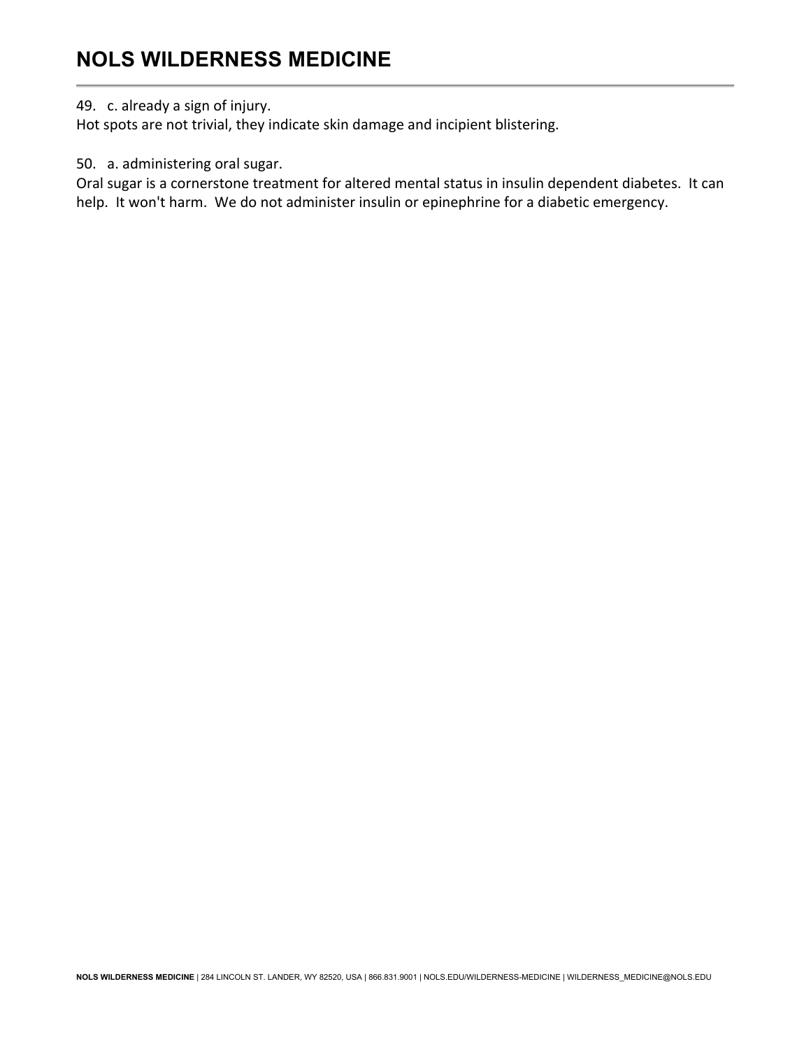49. c. already a sign of injury.
Hot spots are not trivial, they indicate skin damage and incipient blistering.

50. a. administering oral sugar.
Oral sugar is a cornerstone treatment for altered mental status in insulin dependent diabetes. It can help. It won't harm. We do not administer insulin or epinephrine for a diabetic emergency.